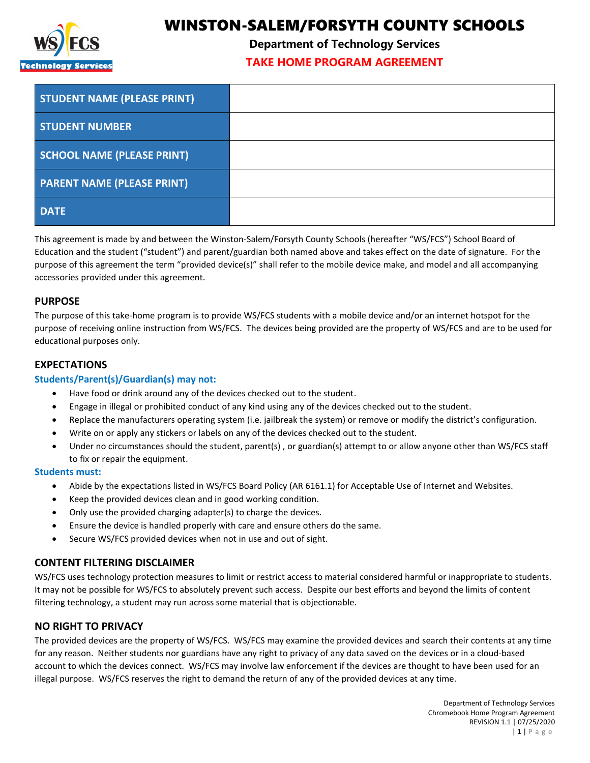# WINSTON-SALEM/FORSYTH COUNTY SCHOOLS

**Department of Technology Services**

**TAKE HOME PROGRAM AGREEMENT**

| STUDENT NAME (PLEASE PRINT) | |
|---|---|
| STUDENT NUMBER | |
| SCHOOL NAME (PLEASE PRINT) | |
| PARENT NAME (PLEASE PRINT) | |
| DATE | |

This agreement is made by and between the Winston-Salem/Forsyth County Schools (hereafter "WS/FCS") School Board of Education and the student ("student") and parent/guardian both named above and takes effect on the date of signature. For the purpose of this agreement the term "provided device(s)" shall refer to the mobile device make, and model and all accompanying accessories provided under this agreement.

## PURPOSE

The purpose of this take-home program is to provide WS/FCS students with a mobile device and/or an internet hotspot for the purpose of receiving online instruction from WS/FCS. The devices being provided are the property of WS/FCS and are to be used for educational purposes only.

## EXPECTATIONS

### Students/Parent(s)/Guardian(s) may not:

- Have food or drink around any of the devices checked out to the student.
- Engage in illegal or prohibited conduct of any kind using any of the devices checked out to the student.
- Replace the manufacturers operating system (i.e. jailbreak the system) or remove or modify the district's configuration.
- Write on or apply any stickers or labels on any of the devices checked out to the student.
- Under no circumstances should the student, parent(s) , or guardian(s) attempt to or allow anyone other than WS/FCS staff to fix or repair the equipment.

### Students must:

- Abide by the expectations listed in WS/FCS Board Policy (AR 6161.1) for Acceptable Use of Internet and Websites.
- Keep the provided devices clean and in good working condition.
- Only use the provided charging adapter(s) to charge the devices.
- Ensure the device is handled properly with care and ensure others do the same.
- Secure WS/FCS provided devices when not in use and out of sight.

## CONTENT FILTERING DISCLAIMER

WS/FCS uses technology protection measures to limit or restrict access to material considered harmful or inappropriate to students. It may not be possible for WS/FCS to absolutely prevent such access. Despite our best efforts and beyond the limits of content filtering technology, a student may run across some material that is objectionable.

## NO RIGHT TO PRIVACY

The provided devices are the property of WS/FCS. WS/FCS may examine the provided devices and search their contents at any time for any reason. Neither students nor guardians have any right to privacy of any data saved on the devices or in a cloud-based account to which the devices connect. WS/FCS may involve law enforcement if the devices are thought to have been used for an illegal purpose. WS/FCS reserves the right to demand the return of any of the provided devices at any time.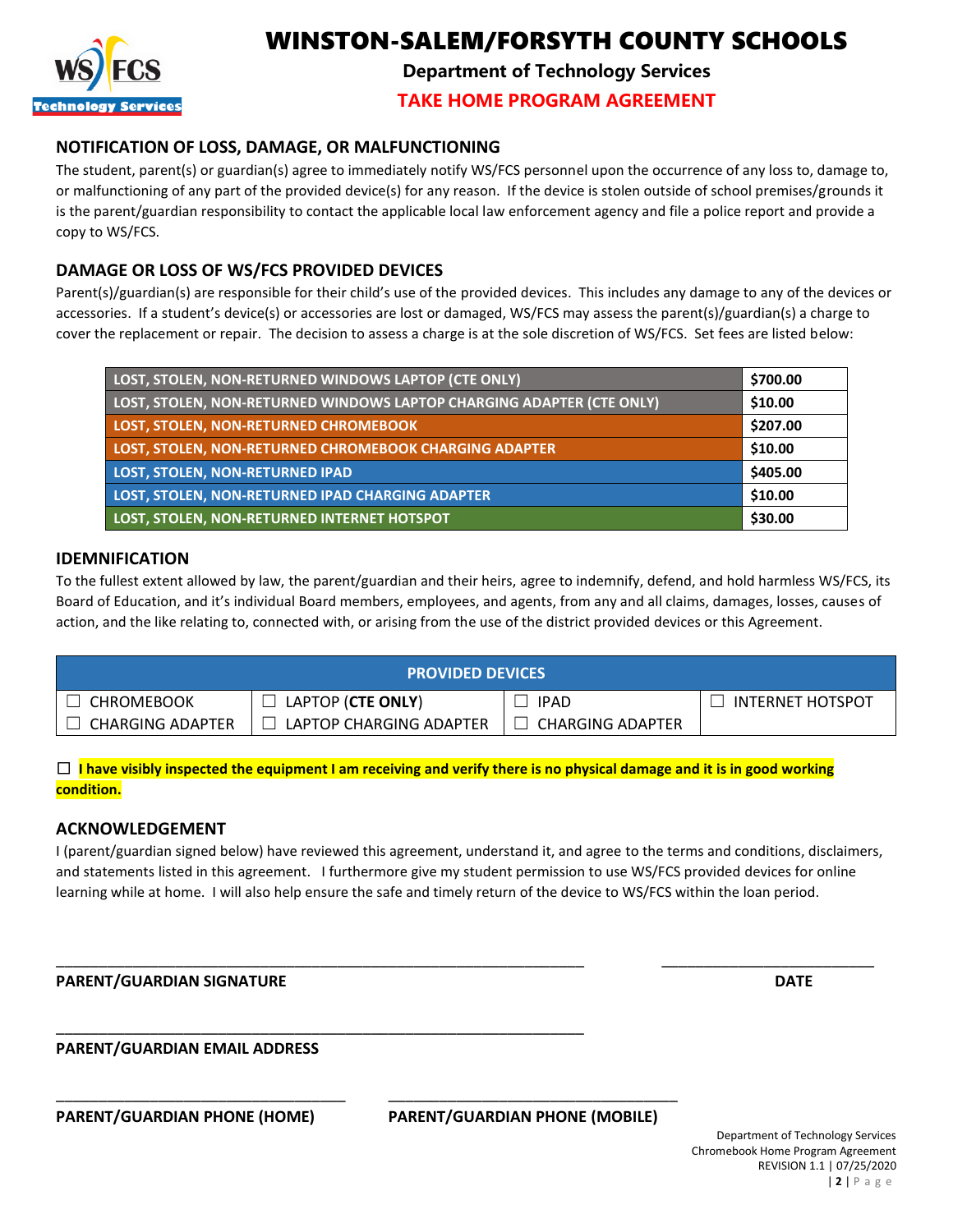# WINSTON-SALEM/FORSYTH COUNTY SCHOOLS

**Department of Technology Services**

**TAKE HOME PROGRAM AGREEMENT**

## NOTIFICATION OF LOSS, DAMAGE, OR MALFUNCTIONING

The student, parent(s) or guardian(s) agree to immediately notify WS/FCS personnel upon the occurrence of any loss to, damage to, or malfunctioning of any part of the provided device(s) for any reason. If the device is stolen outside of school premises/grounds it is the parent/guardian responsibility to contact the applicable local law enforcement agency and file a police report and provide a copy to WS/FCS.

## DAMAGE OR LOSS OF WS/FCS PROVIDED DEVICES

Parent(s)/guardian(s) are responsible for their child's use of the provided devices. This includes any damage to any of the devices or accessories. If a student's device(s) or accessories are lost or damaged, WS/FCS may assess the parent(s)/guardian(s) a charge to cover the replacement or repair. The decision to assess a charge is at the sole discretion of WS/FCS. Set fees are listed below:

| | |
|---|---|
| LOST, STOLEN, NON-RETURNED WINDOWS LAPTOP (CTE ONLY) | $700.00 |
| LOST, STOLEN, NON-RETURNED WINDOWS LAPTOP CHARGING ADAPTER (CTE ONLY) | $10.00 |
| LOST, STOLEN, NON-RETURNED CHROMEBOOK | $207.00 |
| LOST, STOLEN, NON-RETURNED CHROMEBOOK CHARGING ADAPTER | $10.00 |
| LOST, STOLEN, NON-RETURNED IPAD | $405.00 |
| LOST, STOLEN, NON-RETURNED IPAD CHARGING ADAPTER | $10.00 |
| LOST, STOLEN, NON-RETURNED INTERNET HOTSPOT | $30.00 |

## IDEMNIFICATION

To the fullest extent allowed by law, the parent/guardian and their heirs, agree to indemnify, defend, and hold harmless WS/FCS, its Board of Education, and it's individual Board members, employees, and agents, from any and all claims, damages, losses, causes of action, and the like relating to, connected with, or arising from the use of the district provided devices or this Agreement.

| PROVIDED DEVICES | | | |
|---|---|---|---|
| ☐ CHROMEBOOK<br>☐ CHARGING ADAPTER | ☐ LAPTOP (**CTE ONLY**)<br>☐ LAPTOP CHARGING ADAPTER | ☐ IPAD<br>☐ CHARGING ADAPTER | ☐ INTERNET HOTSPOT |

☐ **I have visibly inspected the equipment I am receiving and verify there is no physical damage and it is in good working condition.**

## ACKNOWLEDGEMENT

I (parent/guardian signed below) have reviewed this agreement, understand it, and agree to the terms and conditions, disclaimers, and statements listed in this agreement. I furthermore give my student permission to use WS/FCS provided devices for online learning while at home. I will also help ensure the safe and timely return of the device to WS/FCS within the loan period.

\_\_\_\_\_\_\_\_\_\_\_\_\_\_\_\_\_\_\_\_\_\_\_\_\_\_\_\_\_\_\_\_\_\_\_\_\_\_\_\_\_\_\_\_\_\_\_\_\_\_\_\_\_\_\_\_\_\_\_\_\_\_ \_\_\_\_\_\_\_\_\_\_\_\_\_\_\_\_\_\_\_\_\_\_\_\_\_\_

**PARENT/GUARDIAN SIGNATURE** **DATE**

\_\_\_\_\_\_\_\_\_\_\_\_\_\_\_\_\_\_\_\_\_\_\_\_\_\_\_\_\_\_\_\_\_\_\_\_\_\_\_\_\_\_\_\_\_\_\_\_\_\_\_\_\_\_\_\_\_\_\_\_\_\_

**PARENT/GUARDIAN EMAIL ADDRESS**

\_\_\_\_\_\_\_\_\_\_\_\_\_\_\_\_\_\_\_\_\_\_\_\_\_\_\_\_\_\_\_\_\_\_\_ \_\_\_\_\_\_\_\_\_\_\_\_\_\_\_\_\_\_\_\_\_\_\_\_\_\_\_\_\_\_\_\_\_\_\_

**PARENT/GUARDIAN PHONE (HOME)** **PARENT/GUARDIAN PHONE (MOBILE)**

Department of Technology Services
Chromebook Home Program Agreement
REVISION 1.1 | 07/25/2020